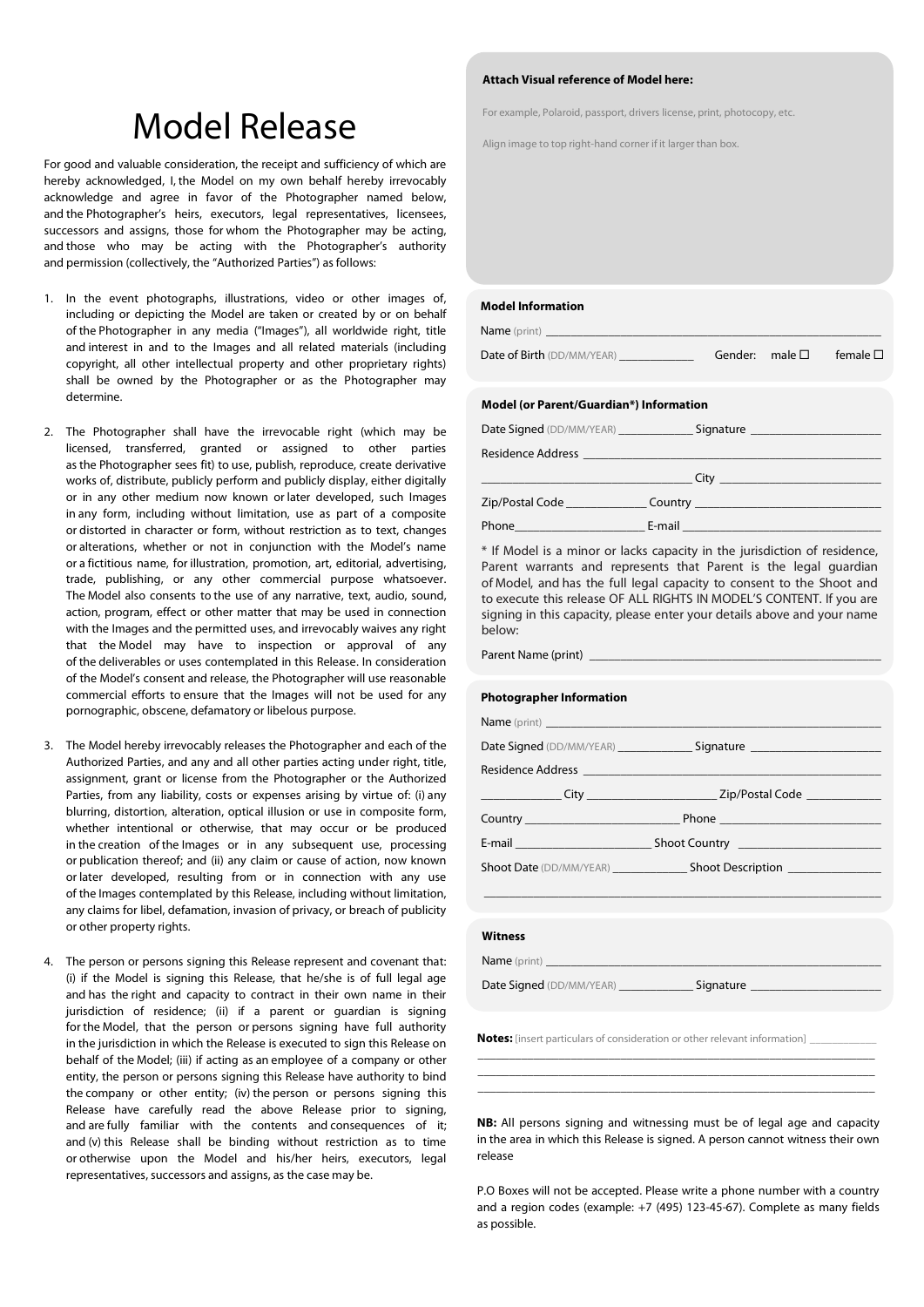# Model Release

For good and valuable consideration, the receipt and sufficiency of which are hereby acknowledged, I, the Model on my own behalf hereby irrevocably acknowledge and agree in favor of the Photographer named below, and the Photographer's heirs, executors, legal representatives, licensees, successors and assigns, those for whom the Photographer may be acting, and those who may be acting with the Photographer's authority and permission (collectively, the "Authorized Parties") as follows:

1. In the event photographs, illustrations, video or other images of, including or depicting the Model are taken or created by or on behalf of the Photographer in any media ("Images"), all worldwide right, title and interest in and to the Images and all related materials (including copyright, all other intellectual property and other proprietary rights) shall be owned by the Photographer or as the Photographer may determine.

2. The Photographer shall have the irrevocable right (which may be licensed, transferred, granted or assigned to other parties as the Photographer sees fit) to use, publish, reproduce, create derivative works of, distribute, publicly perform and publicly display, either digitally or in any other medium now known or later developed, such Images in any form, including without limitation, use as part of a composite or distorted in character or form, without restriction as to text, changes or alterations, whether or not in conjunction with the Model's name or a fictitious name, for illustration, promotion, art, editorial, advertising, trade, publishing, or any other commercial purpose whatsoever. The Model also consents to the use of any narrative, text, audio, sound, action, program, effect or other matter that may be used in connection with the Images and the permitted uses, and irrevocably waives any right that the Model may have to inspection or approval of any of the deliverables or uses contemplated in this Release. In consideration of the Model's consent and release, the Photographer will use reasonable commercial efforts to ensure that the Images will not be used for any pornographic, obscene, defamatory or libelous purpose.

3. The Model hereby irrevocably releases the Photographer and each of the Authorized Parties, and any and all other parties acting under right, title, assignment, grant or license from the Photographer or the Authorized Parties, from any liability, costs or expenses arising by virtue of: (i) any blurring, distortion, alteration, optical illusion or use in composite form, whether intentional or otherwise, that may occur or be produced in the creation of the Images or in any subsequent use, processing or publication thereof; and (ii) any claim or cause of action, now known or later developed, resulting from or in connection with any use of the Images contemplated by this Release, including without limitation, any claims for libel, defamation, invasion of privacy, or breach of publicity or other property rights.

4. The person or persons signing this Release represent and covenant that: (i) if the Model is signing this Release, that he/she is of full legal age and has the right and capacity to contract in their own name in their jurisdiction of residence; (ii) if a parent or guardian is signing for the Model, that the person or persons signing have full authority in the jurisdiction in which the Release is executed to sign this Release on behalf of the Model; (iii) if acting as an employee of a company or other entity, the person or persons signing this Release have authority to bind the company or other entity; (iv) the person or persons signing this Release have carefully read the above Release prior to signing, and are fully familiar with the contents and consequences of it; and (v) this Release shall be binding without restriction as to time or otherwise upon the Model and his/her heirs, executors, legal representatives, successors and assigns, as the case may be.

**Attach Visual reference of Model here:**

For example, Polaroid, passport, drivers license, print, photocopy, etc.

Align image to top right-hand corner if it larger than box.

**Model Information**

Name (print) ______________________________

Date of Birth (DD/MM/YEAR) ____________ Gender: male ☐ female ☐

**Model (or Parent/Guardian*) Information**

Date Signed (DD/MM/YEAR) ____________ Signature ____________________

Residence Address ______________________________

______________________________ City ____________________

Zip/Postal Code ____________ Country ____________________

Phone____________________ E-mail ____________________

* If Model is a minor or lacks capacity in the jurisdiction of residence, Parent warrants and represents that Parent is the legal guardian of Model, and has the full legal capacity to consent to the Shoot and to execute this release OF ALL RIGHTS IN MODEL'S CONTENT. If you are signing in this capacity, please enter your details above and your name below:

Parent Name (print) ______________________________

**Photographer Information**

Name (print) ______________________________

Date Signed (DD/MM/YEAR) ____________ Signature ____________________

Residence Address ______________________________

____________ City ____________________ Zip/Postal Code ____________

Country ____________________ Phone ____________________

E-mail ____________________ Shoot Country ____________________

Shoot Date (DD/MM/YEAR) ____________ Shoot Description ____________

______________________________

**Witness**

Name (print) ______________________________

Date Signed (DD/MM/YEAR) ____________ Signature ____________________

**Notes:** [insert particulars of consideration or other relevant information] ____________

______________________________

______________________________

______________________________

**NB:** All persons signing and witnessing must be of legal age and capacity in the area in which this Release is signed. A person cannot witness their own release

P.O Boxes will not be accepted. Please write a phone number with a country and a region codes (example: +7 (495) 123-45-67). Complete as many fields as possible.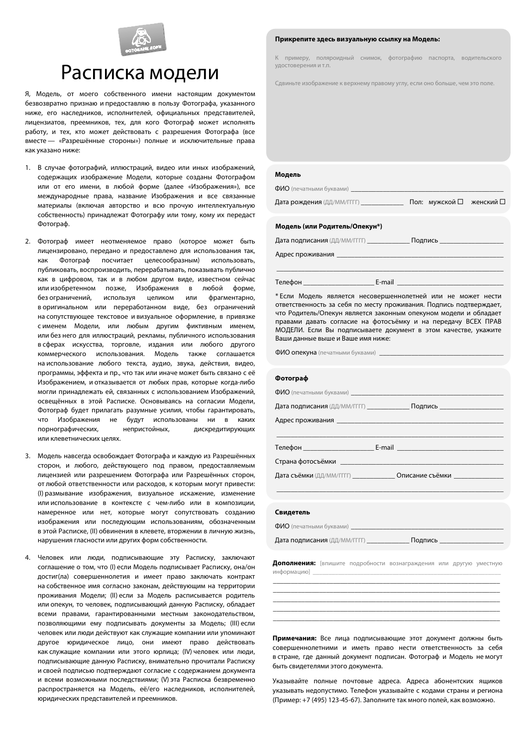# Расписка модели

Я, Модель, от моего собственного имени настоящим документом безвозвратно признаю и предоставляю в пользу Фотографа, указанного ниже, его наследников, исполнителей, официальных представителей, лицензиатов, преемников, тех, для кого Фотограф может исполнять работу, и тех, кто может действовать с разрешения Фотографа (все вместе — «Разрешённые стороны») полные и исключительные права как указано ниже:

1. В случае фотографий, иллюстраций, видео или иных изображений, содержащих изображение Модели, которые созданы Фотографом или от его имени, в любой форме (далее «Изображения»), все международные права, название Изображения и все связанные материалы (включая авторство и всю прочую интеллектуальную собственность) принадлежат Фотографу или тому, кому их передаст Фотограф.

2. Фотограф имеет неотменяемое право (которое может быть лицензировано, передано и предоставлено для использования так, как Фотограф посчитает целесообразным) использовать, публиковать, воспроизводить, перерабатывать, показывать публично как в цифровом, так и в любом другом виде, известном сейчас или изобретенном позже, Изображения в любой форме, без ограничений, используя целиком или фрагментарно, в оригинальном или переработанном виде, без ограничений на сопутствующее текстовое и визуальное оформление, в привязке с именем Модели, или любым другим фиктивным именем, или без него для иллюстраций, рекламы, публичного использования в сферах искусства, торговли, издания или любого другого коммерческого использования. Модель также соглашается на использование любого текста, аудио, звука, действия, видео, программы, эффекта и пр., что так или иначе может быть связано с её Изображением, и отказывается от любых прав, которые когда-либо могли принадлежать ей, связанных с использованием Изображений, освещённых в этой Расписке. Основываясь на согласии Модели, Фотограф будет прилагать разумные усилия, чтобы гарантировать, что Изображения не будут использованы ни в каких порнографических, непристойных, дискредитирующих или клеветнических целях.

3. Модель навсегда освобождает Фотографа и каждую из Разрешённых сторон, и любого, действующего под правом, предоставляемым лицензией или разрешением Фотографа или Разрешённых сторон, от любой ответственности или расходов, к которым могут привести: (I) размывание изображения, визуальное искажение, изменение или использование в контексте с чем-либо или в композиции, намеренное или нет, которые могут сопутствовать созданию изображения или последующим использованиям, обозначенным в этой Расписке, (II) обвинения в клевете, вторжении в личную жизнь, нарушения гласности или других форм собственности.

4. Человек или люди, подписывающие эту Расписку, заключают соглашение о том, что (I) если Модель подписывает Расписку, она/он достиг(ла) совершеннолетия и имеет право заключать контракт на собственное имя согласно законам, действующим на территории проживания Модели; (II) если за Модель расписывается родитель или опекун, то человек, подписывающий данную Расписку, обладает всеми правами, гарантированными местным законодательством, позволяющими ему подписывать документы за Модель; (III) если человек или люди действуют как служащие компании или упоминают другое юридическое лицо, они имеют право действовать как служащие компании или этого юрлица; (IV) человек или люди, подписывающие данную Расписку, внимательно прочитали Расписку и своей подписью подтверждают согласие с содержанием документа и всеми возможными последствиями; (V) эта Расписка безвременно распространяется на Модель, её/его наследников, исполнителей, юридических представителей и преемников.

**Прикрепите здесь визуальную ссылку на Модель:**

К примеру, поляроидный снимок, фотографию паспорта, водительского удостоверения и т.п.

Сдвиньте изображение к верхнему правому углу, если оно больше, чем это поле.

**Модель**

ФИО (печатными буквами) ____________________

Дата рождения (ДД/ММ/ГГГГ) ____________ Пол: мужской ☐ женский ☐

**Модель (или Родитель/Опекун*)**

Дата подписания (ДД/ММ/ГГГГ) ____________ Подпись ____________

Адрес проживания ____________________

____________________

Телефон ____________ E-mail ____________

* Если Модель является несовершеннолетней или не может нести ответственность за себя по месту проживания. Подпись подтверждает, что Родитель/Опекун является законным опекуном модели и обладает правами давать согласие на фотосъёмку и на передачу ВСЕХ ПРАВ МОДЕЛИ. Если Вы подписываете документ в этом качестве, укажите Ваши данные выше и Ваше имя ниже:

ФИО опекуна (печатными буквами) ____________________

**Фотограф**

ФИО (печатными буквами) ____________________

Дата подписания (ДД/ММ/ГГГГ) ____________ Подпись ____________

Адрес проживания ____________________

____________________

Телефон ____________ E-mail ____________

Страна фотосъёмки ____________________

Дата съёмки (ДД/ММ/ГГГГ) ____________ Описание съёмки ____________

____________________

**Свидетель**

ФИО (печатными буквами) ____________________

Дата подписания (ДД/ММ/ГГГГ) ____________ Подпись ____________

**Дополнения:** [впишите подробности вознаграждения или другую уместную информацию] ____________________

____________________

____________________

____________________

____________________

____________________

**Примечания:** Все лица подписывающие этот документ должны быть совершеннолетними и иметь право нести ответственность за себя в стране, где данный документ подписан. Фотограф и Модель не могут быть свидетелями этого документа.

Указывайте полные почтовые адреса. Адреса абонентских ящиков указывать недопустимо. Телефон указывайте с кодами страны и региона (Пример: +7 (495) 123-45-67). Заполните так много полей, как возможно.